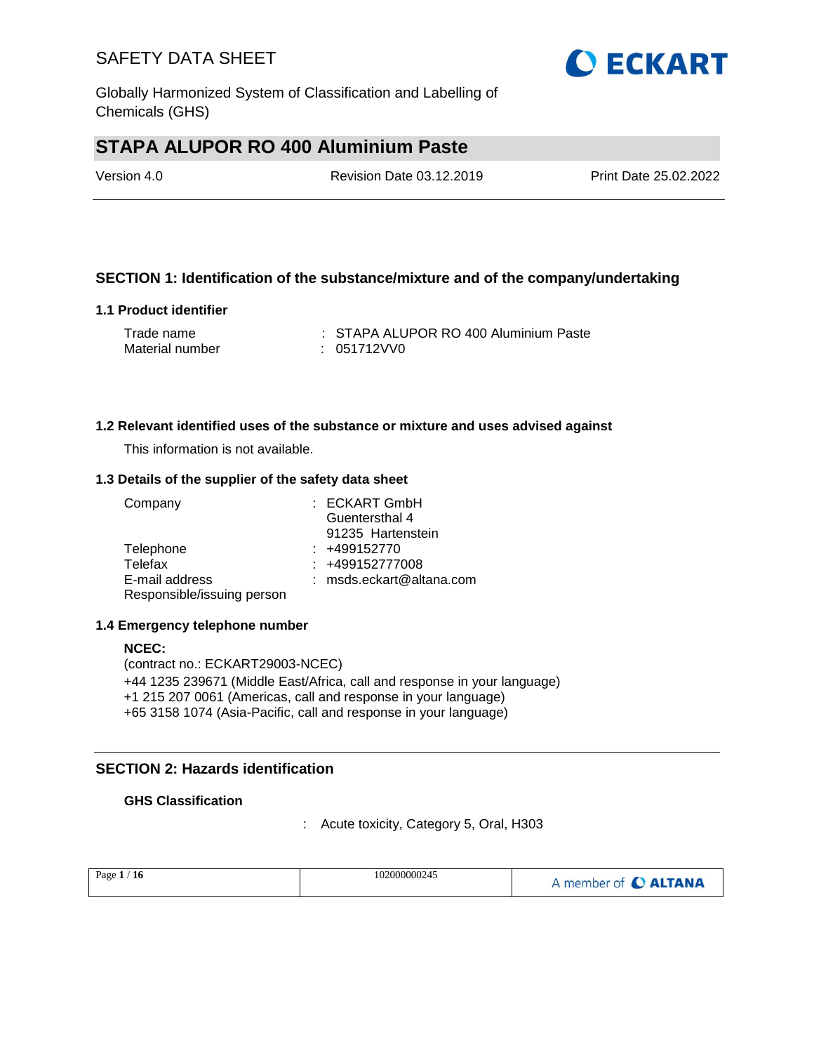# STAPA ALUPOR RO 400 Aluminium Paste

Version 4.0 | Revision Date 03.12.2019 | Print Date 25.02.2022

## SECTION 1: Identification of the substance/mixture and of the company/undertaking

### 1.1 Product identifier

| | |
|---|---|
| Trade name | : STAPA ALUPOR RO 400 Aluminium Paste |
| Material number | : 051712VV0 |

### 1.2 Relevant identified uses of the substance or mixture and uses advised against

This information is not available.

### 1.3 Details of the supplier of the safety data sheet

| | |
|---|---|
| Company | : ECKART GmbH<br>Guentersthal 4<br>91235 Hartenstein |
| Telephone | : +499152770 |
| Telefax | : +499152777008 |
| E-mail address | : msds.eckart@altana.com |
| Responsible/issuing person | |

### 1.4 Emergency telephone number

**NCEC:**
(contract no.: ECKART29003-NCEC)
+44 1235 239671 (Middle East/Africa, call and response in your language)
+1 215 207 0061 (Americas, call and response in your language)
+65 3158 1074 (Asia-Pacific, call and response in your language)

## SECTION 2: Hazards identification

**GHS Classification**

: Acute toxicity, Category 5, Oral, H303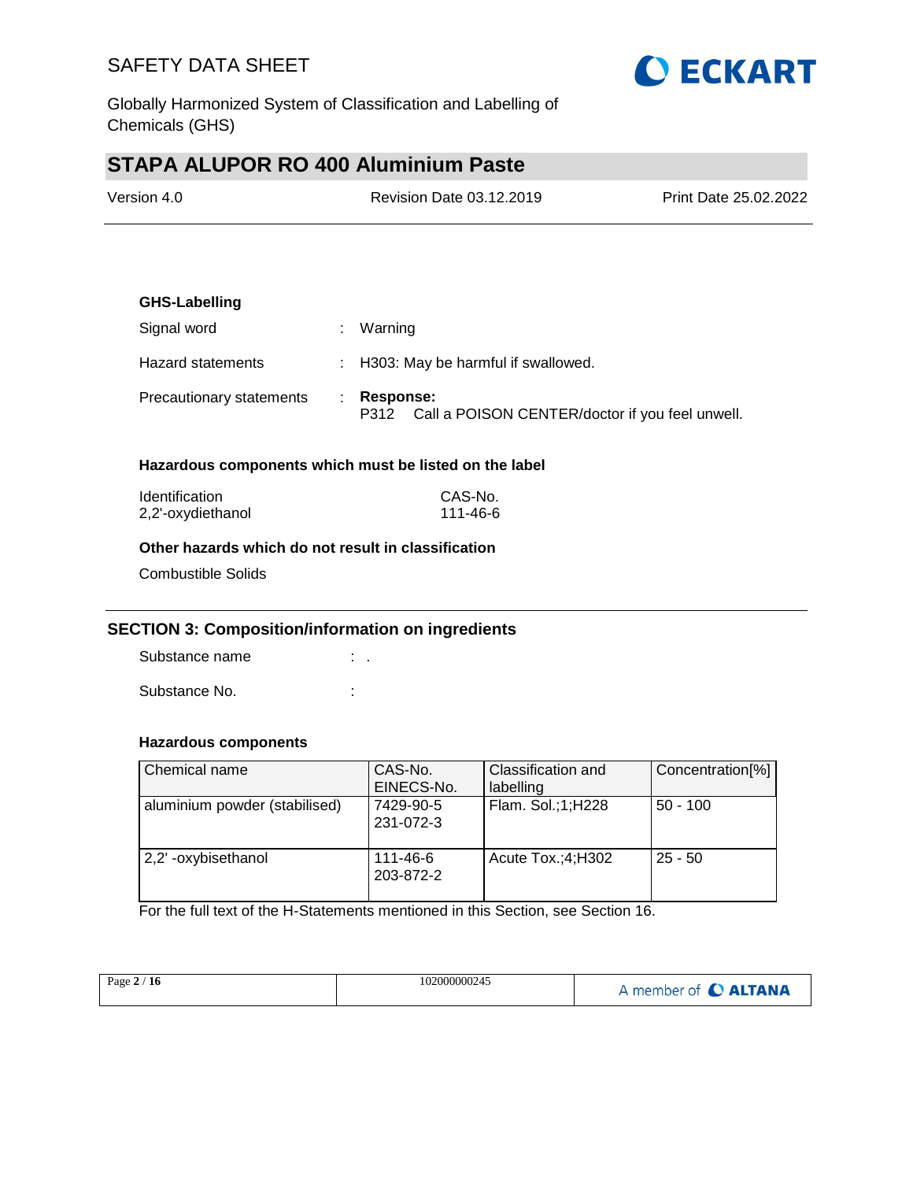**GHS-Labelling**

Signal word : Warning

Hazard statements : H303: May be harmful if swallowed.

Precautionary statements : **Response:**
P312 Call a POISON CENTER/doctor if you feel unwell.

**Hazardous components which must be listed on the label**

| Identification | CAS-No. |
|---|---|
| 2,2'-oxydiethanol | 111-46-6 |

**Other hazards which do not result in classification**

Combustible Solids

## SECTION 3: Composition/information on ingredients

Substance name : .

Substance No. :

**Hazardous components**

| Chemical name | CAS-No. EINECS-No. | Classification and labelling | Concentration[%] |
|---|---|---|---|
| aluminium powder (stabilised) | 7429-90-5 231-072-3 | Flam. Sol.;1;H228 | 50 - 100 |
| 2,2' -oxybisethanol | 111-46-6 203-872-2 | Acute Tox.;4;H302 | 25 - 50 |

For the full text of the H-Statements mentioned in this Section, see Section 16.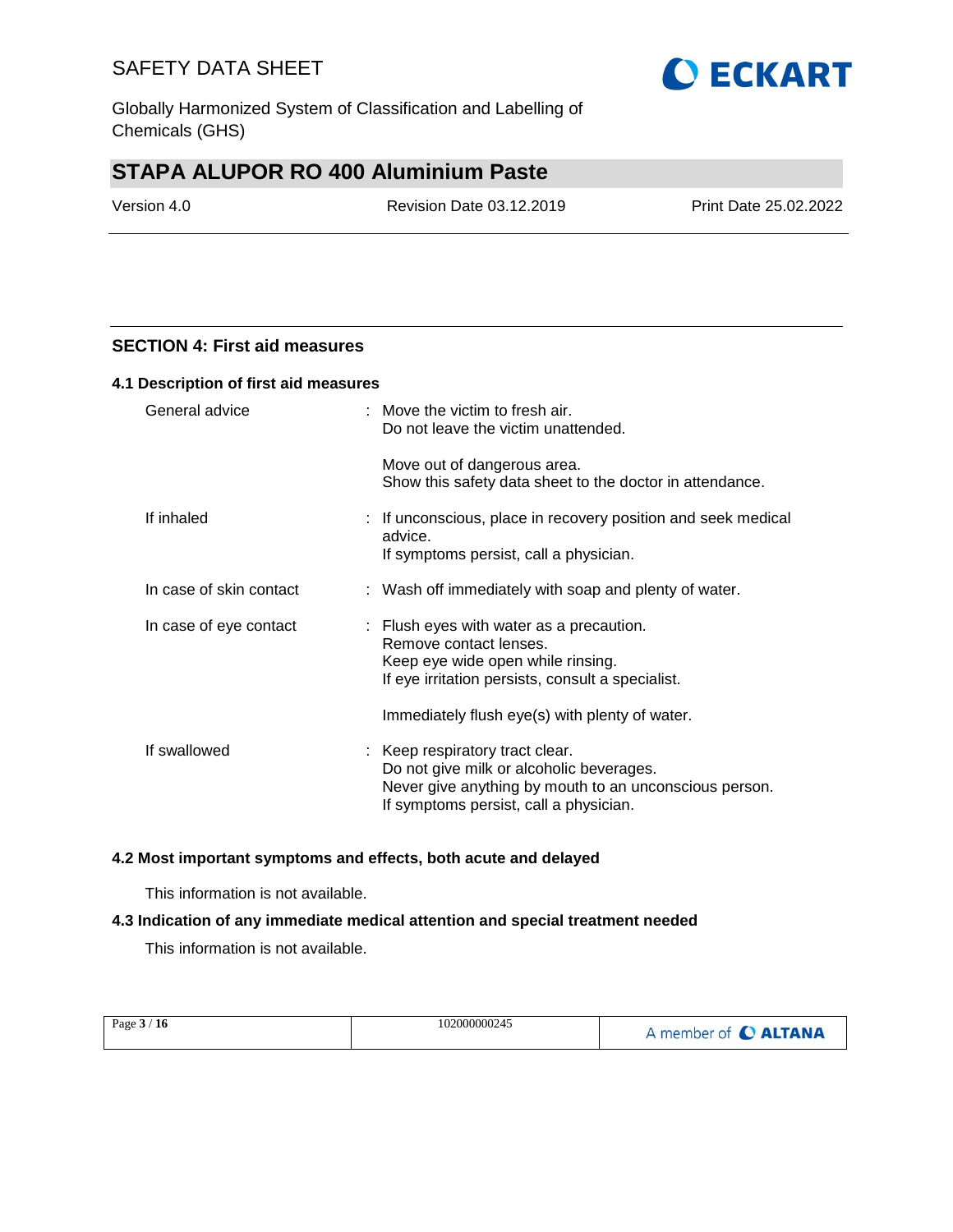## SECTION 4: First aid measures

### 4.1 Description of first aid measures

| | |
|---|---|
| General advice | : Move the victim to fresh air.<br>Do not leave the victim unattended.<br><br>Move out of dangerous area.<br>Show this safety data sheet to the doctor in attendance. |
| If inhaled | : If unconscious, place in recovery position and seek medical advice.<br>If symptoms persist, call a physician. |
| In case of skin contact | : Wash off immediately with soap and plenty of water. |
| In case of eye contact | : Flush eyes with water as a precaution.<br>Remove contact lenses.<br>Keep eye wide open while rinsing.<br>If eye irritation persists, consult a specialist.<br><br>Immediately flush eye(s) with plenty of water. |
| If swallowed | : Keep respiratory tract clear.<br>Do not give milk or alcoholic beverages.<br>Never give anything by mouth to an unconscious person.<br>If symptoms persist, call a physician. |

### 4.2 Most important symptoms and effects, both acute and delayed

This information is not available.

### 4.3 Indication of any immediate medical attention and special treatment needed

This information is not available.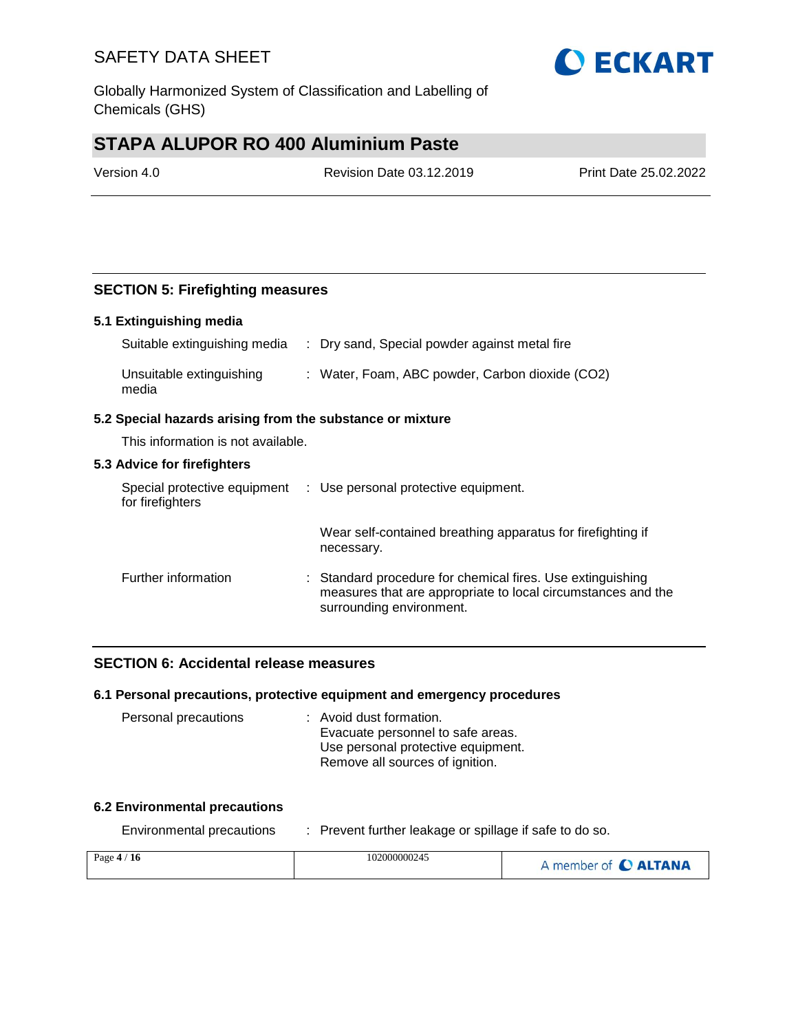## SECTION 5: Firefighting measures

### 5.1 Extinguishing media

| | |
|---|---|
| Suitable extinguishing media | Dry sand, Special powder against metal fire |
| Unsuitable extinguishing media | Water, Foam, ABC powder, Carbon dioxide ($CO_2$) |

### 5.2 Special hazards arising from the substance or mixture

This information is not available.

### 5.3 Advice for firefighters

| | |
|---|---|
| Special protective equipment for firefighters | Use personal protective equipment.<br><br>Wear self-contained breathing apparatus for firefighting if necessary. |
| Further information | Standard procedure for chemical fires. Use extinguishing measures that are appropriate to local circumstances and the surrounding environment. |

## SECTION 6: Accidental release measures

### 6.1 Personal precautions, protective equipment and emergency procedures

| | |
|---|---|
| Personal precautions | Avoid dust formation.<br>Evacuate personnel to safe areas.<br>Use personal protective equipment.<br>Remove all sources of ignition. |

### 6.2 Environmental precautions

| | |
|---|---|
| Environmental precautions | Prevent further leakage or spillage if safe to do so. |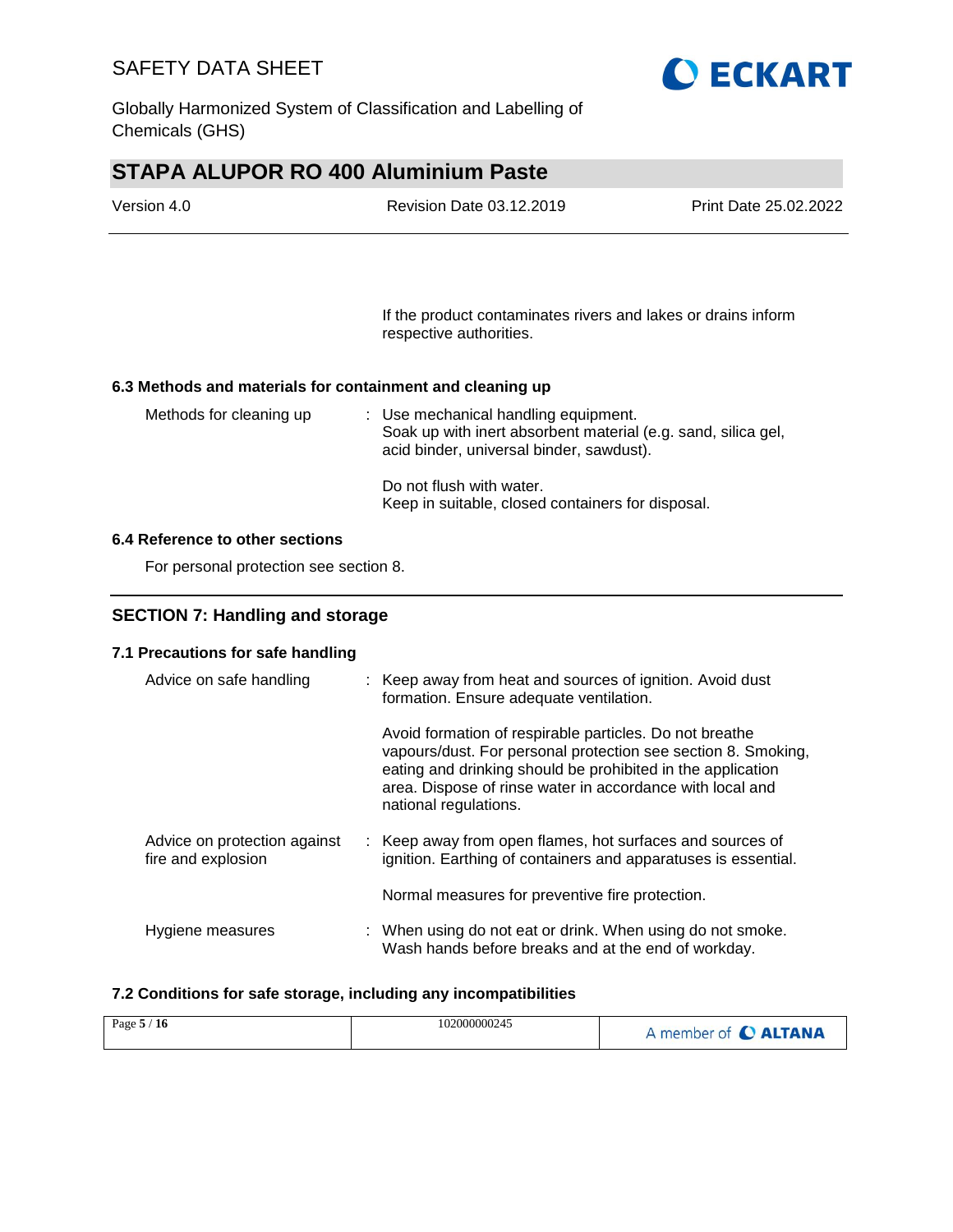If the product contaminates rivers and lakes or drains inform respective authorities.

### 6.3 Methods and materials for containment and cleaning up

| | |
|---|---|
| Methods for cleaning up | Use mechanical handling equipment.<br>Soak up with inert absorbent material (e.g. sand, silica gel, acid binder, universal binder, sawdust).<br><br>Do not flush with water.<br>Keep in suitable, closed containers for disposal. |

### 6.4 Reference to other sections

For personal protection see section 8.

## SECTION 7: Handling and storage

### 7.1 Precautions for safe handling

| | |
|---|---|
| Advice on safe handling | Keep away from heat and sources of ignition. Avoid dust formation. Ensure adequate ventilation.<br><br>Avoid formation of respirable particles. Do not breathe vapours/dust. For personal protection see section 8. Smoking, eating and drinking should be prohibited in the application area. Dispose of rinse water in accordance with local and national regulations. |
| Advice on protection against fire and explosion | Keep away from open flames, hot surfaces and sources of ignition. Earthing of containers and apparatuses is essential.<br><br>Normal measures for preventive fire protection. |
| Hygiene measures | When using do not eat or drink. When using do not smoke. Wash hands before breaks and at the end of workday. |

### 7.2 Conditions for safe storage, including any incompatibilities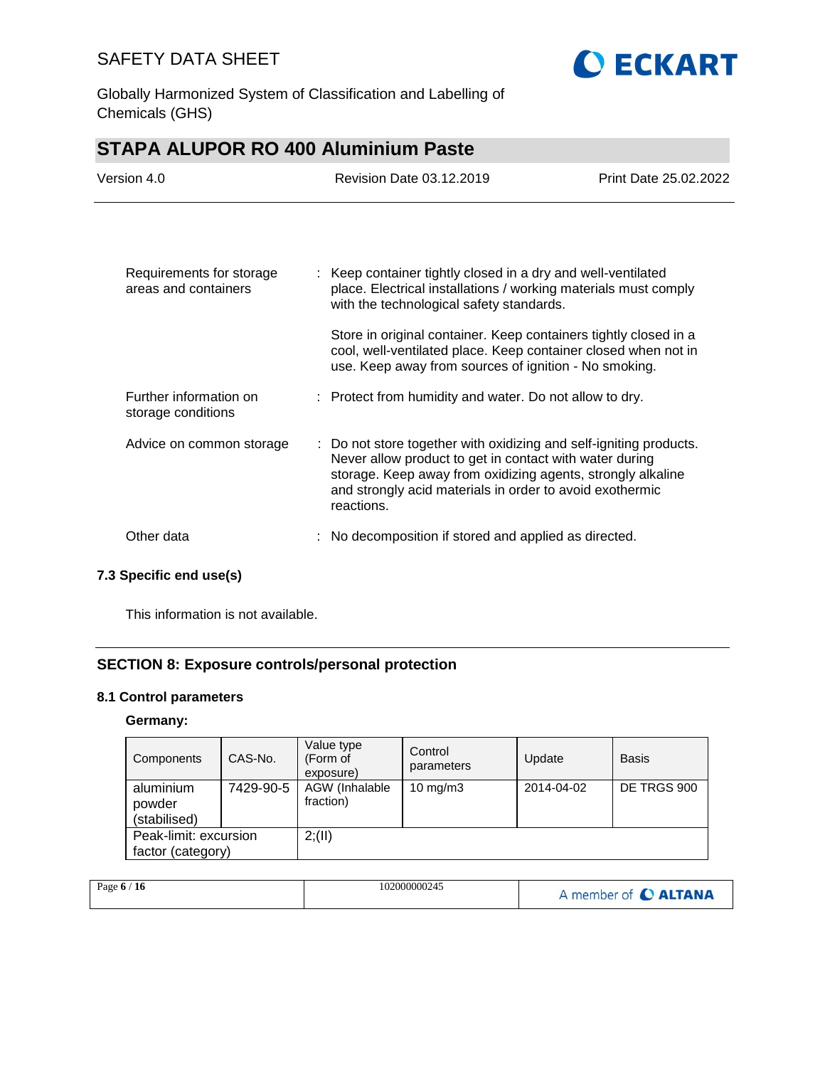| | |
|---|---|
| Requirements for storage areas and containers | : Keep container tightly closed in a dry and well-ventilated place. Electrical installations / working materials must comply with the technological safety standards.<br><br>Store in original container. Keep containers tightly closed in a cool, well-ventilated place. Keep container closed when not in use. Keep away from sources of ignition - No smoking. |
| Further information on storage conditions | : Protect from humidity and water. Do not allow to dry. |
| Advice on common storage | : Do not store together with oxidizing and self-igniting products. Never allow product to get in contact with water during storage. Keep away from oxidizing agents, strongly alkaline and strongly acid materials in order to avoid exothermic reactions. |
| Other data | : No decomposition if stored and applied as directed. |

### 7.3 Specific end use(s)

This information is not available.

## SECTION 8: Exposure controls/personal protection

### 8.1 Control parameters

**Germany:**

| Components | CAS-No. | Value type (Form of exposure) | Control parameters | Update | Basis |
|---|---|---|---|---|---|
| aluminium powder (stabilised) | 7429-90-5 | AGW (Inhalable fraction) | 10 mg/m3 | 2014-04-02 | DE TRGS 900 |
| Peak-limit: excursion factor (category) | | 2;(II) | | | |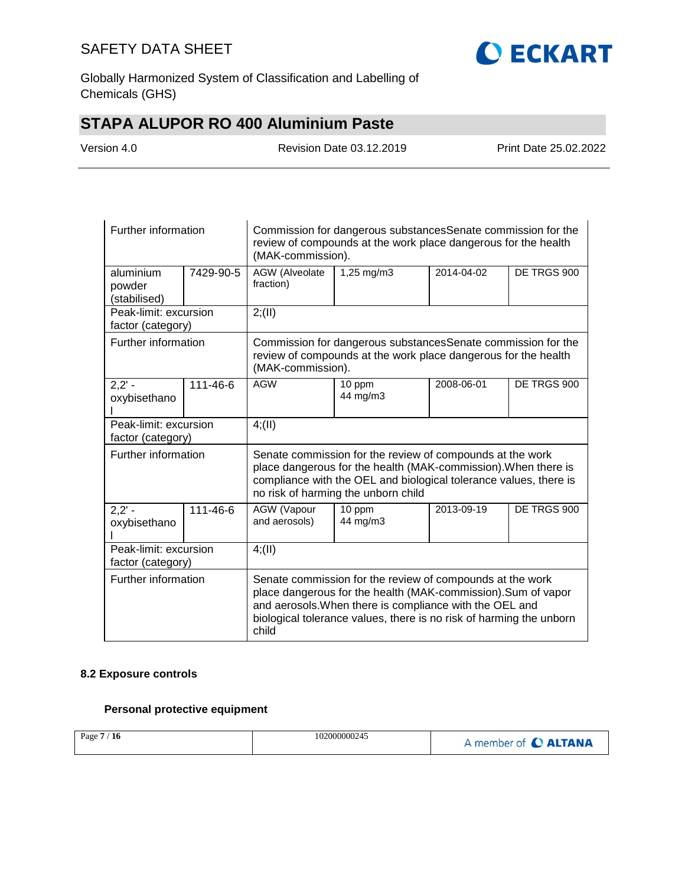| | | | | | |
|---|---|---|---|---|---|
| Further information | | Commission for dangerous substancesSenate commission for the review of compounds at the work place dangerous for the health (MAK-commission). | | | |
| aluminium powder (stabilised) | 7429-90-5 | AGW (Alveolate fraction) | 1,25 mg/m3 | 2014-04-02 | DE TRGS 900 |
| Peak-limit: excursion factor (category) | | 2;(II) | | | |
| Further information | | Commission for dangerous substancesSenate commission for the review of compounds at the work place dangerous for the health (MAK-commission). | | | |
| 2,2' - oxybisethanol | 111-46-6 | AGW | 10 ppm 44 mg/m3 | 2008-06-01 | DE TRGS 900 |
| Peak-limit: excursion factor (category) | | 4;(II) | | | |
| Further information | | Senate commission for the review of compounds at the work place dangerous for the health (MAK-commission).When there is compliance with the OEL and biological tolerance values, there is no risk of harming the unborn child | | | |
| 2,2' - oxybisethanol | 111-46-6 | AGW (Vapour and aerosols) | 10 ppm 44 mg/m3 | 2013-09-19 | DE TRGS 900 |
| Peak-limit: excursion factor (category) | | 4;(II) | | | |
| Further information | | Senate commission for the review of compounds at the work place dangerous for the health (MAK-commission).Sum of vapor and aerosols.When there is compliance with the OEL and biological tolerance values, there is no risk of harming the unborn child | | | |

### 8.2 Exposure controls

#### Personal protective equipment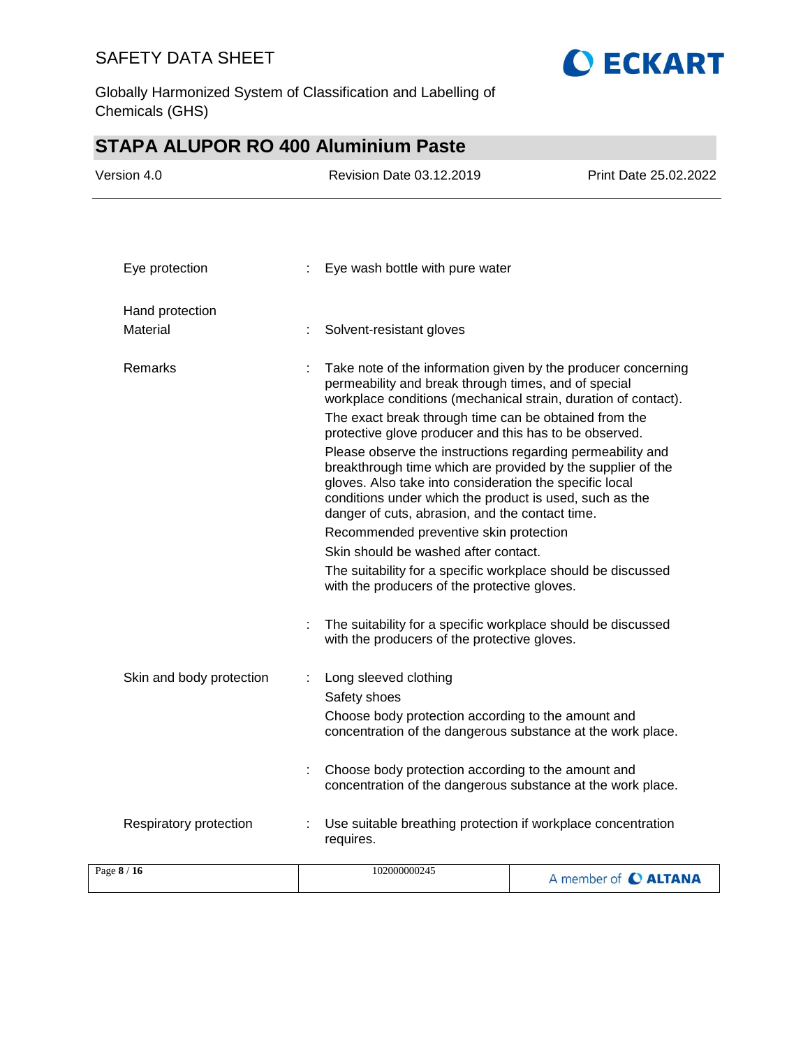| | | |
|---|---|---|
| Eye protection | : | Eye wash bottle with pure water |
| Hand protection | | |
| Material | : | Solvent-resistant gloves |
| Remarks | : | Take note of the information given by the producer concerning permeability and break through times, and of special workplace conditions (mechanical strain, duration of contact).<br>The exact break through time can be obtained from the protective glove producer and this has to be observed.<br>Please observe the instructions regarding permeability and breakthrough time which are provided by the supplier of the gloves. Also take into consideration the specific local conditions under which the product is used, such as the danger of cuts, abrasion, and the contact time.<br>Recommended preventive skin protection<br>Skin should be washed after contact.<br>The suitability for a specific workplace should be discussed with the producers of the protective gloves. |
| | : | The suitability for a specific workplace should be discussed with the producers of the protective gloves. |
| Skin and body protection | : | Long sleeved clothing<br>Safety shoes<br>Choose body protection according to the amount and concentration of the dangerous substance at the work place. |
| | : | Choose body protection according to the amount and concentration of the dangerous substance at the work place. |
| Respiratory protection | : | Use suitable breathing protection if workplace concentration requires. |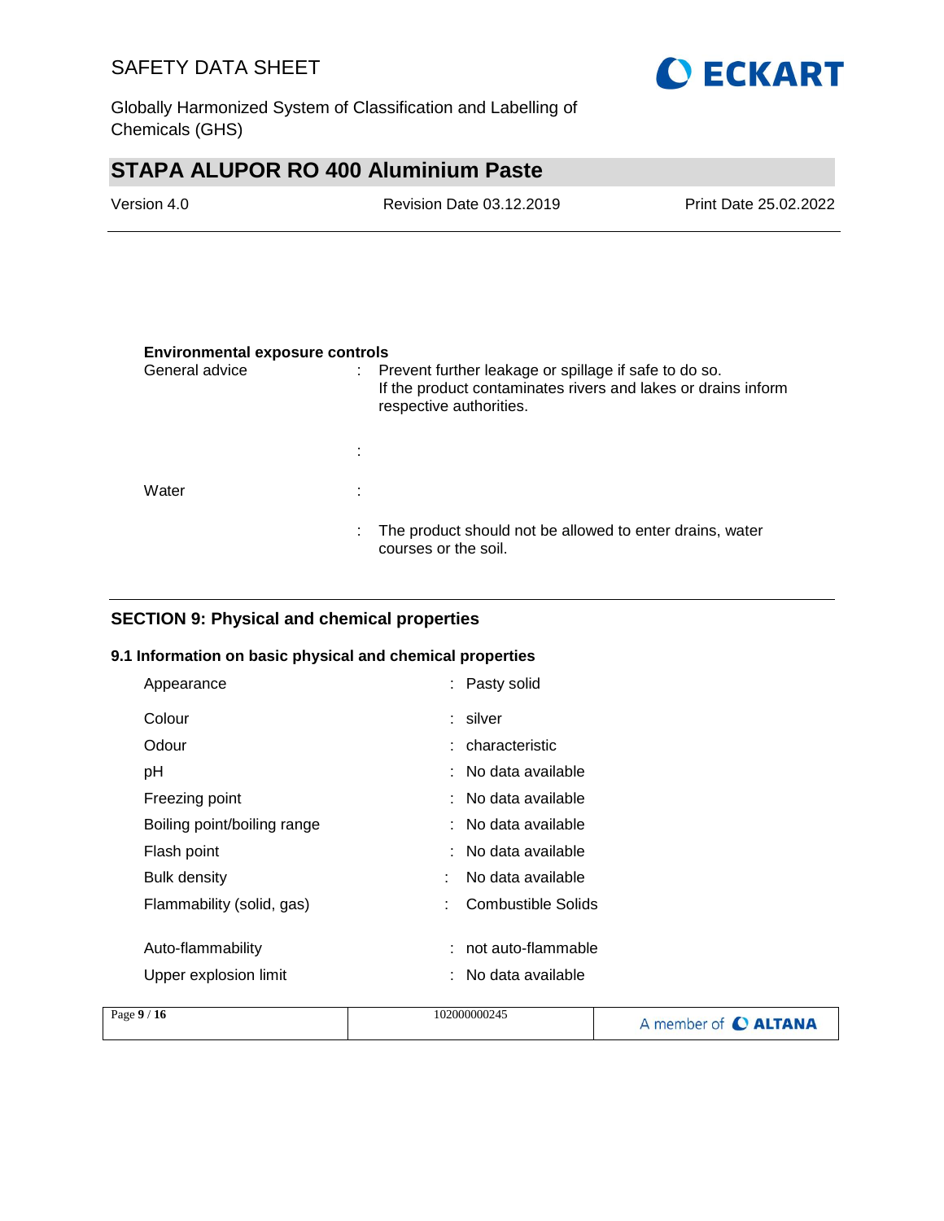**Environmental exposure controls**

| | | |
|---|---|---|
| General advice | : | Prevent further leakage or spillage if safe to do so. If the product contaminates rivers and lakes or drains inform respective authorities. |
| | : | |
| Water | : | |
| | : | The product should not be allowed to enter drains, water courses or the soil. |

## SECTION 9: Physical and chemical properties

### 9.1 Information on basic physical and chemical properties

| | | |
|---|---|---|
| Appearance | : | Pasty solid |
| Colour | : | silver |
| Odour | : | characteristic |
| pH | : | No data available |
| Freezing point | : | No data available |
| Boiling point/boiling range | : | No data available |
| Flash point | : | No data available |
| Bulk density | : | No data available |
| Flammability (solid, gas) | : | Combustible Solids |
| Auto-flammability | : | not auto-flammable |
| Upper explosion limit | : | No data available |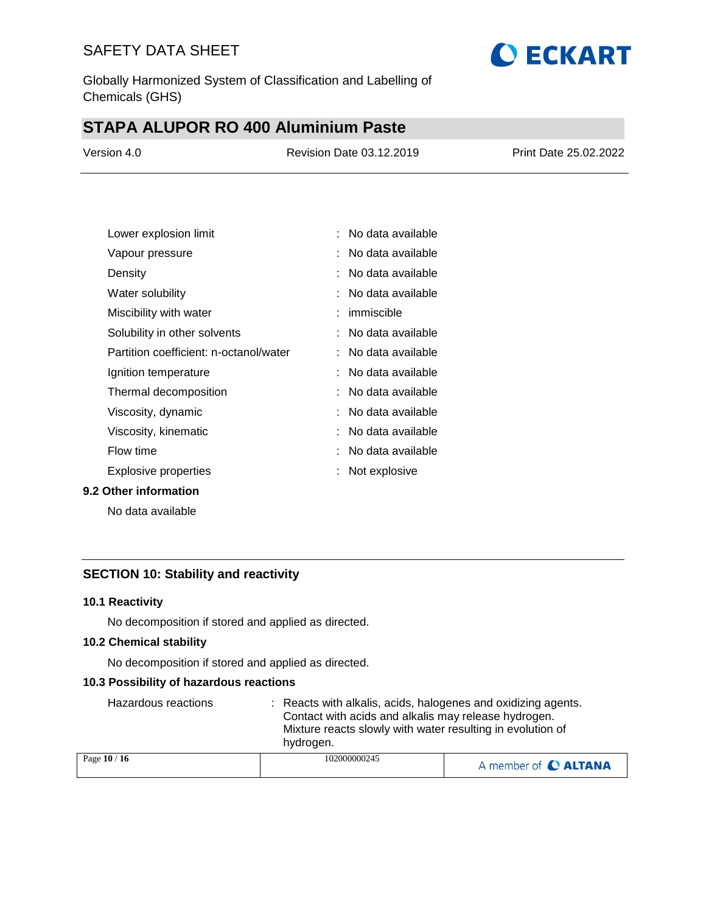| | | |
|---|---|---|
| Lower explosion limit | : | No data available |
| Vapour pressure | : | No data available |
| Density | : | No data available |
| Water solubility | : | No data available |
| Miscibility with water | : | immiscible |
| Solubility in other solvents | : | No data available |
| Partition coefficient: n-octanol/water | : | No data available |
| Ignition temperature | : | No data available |
| Thermal decomposition | : | No data available |
| Viscosity, dynamic | : | No data available |
| Viscosity, kinematic | : | No data available |
| Flow time | : | No data available |
| Explosive properties | : | Not explosive |

### 9.2 Other information

No data available

## SECTION 10: Stability and reactivity

### 10.1 Reactivity

No decomposition if stored and applied as directed.

### 10.2 Chemical stability

No decomposition if stored and applied as directed.

### 10.3 Possibility of hazardous reactions

Hazardous reactions : Reacts with alkalis, acids, halogenes and oxidizing agents. Contact with acids and alkalis may release hydrogen. Mixture reacts slowly with water resulting in evolution of hydrogen.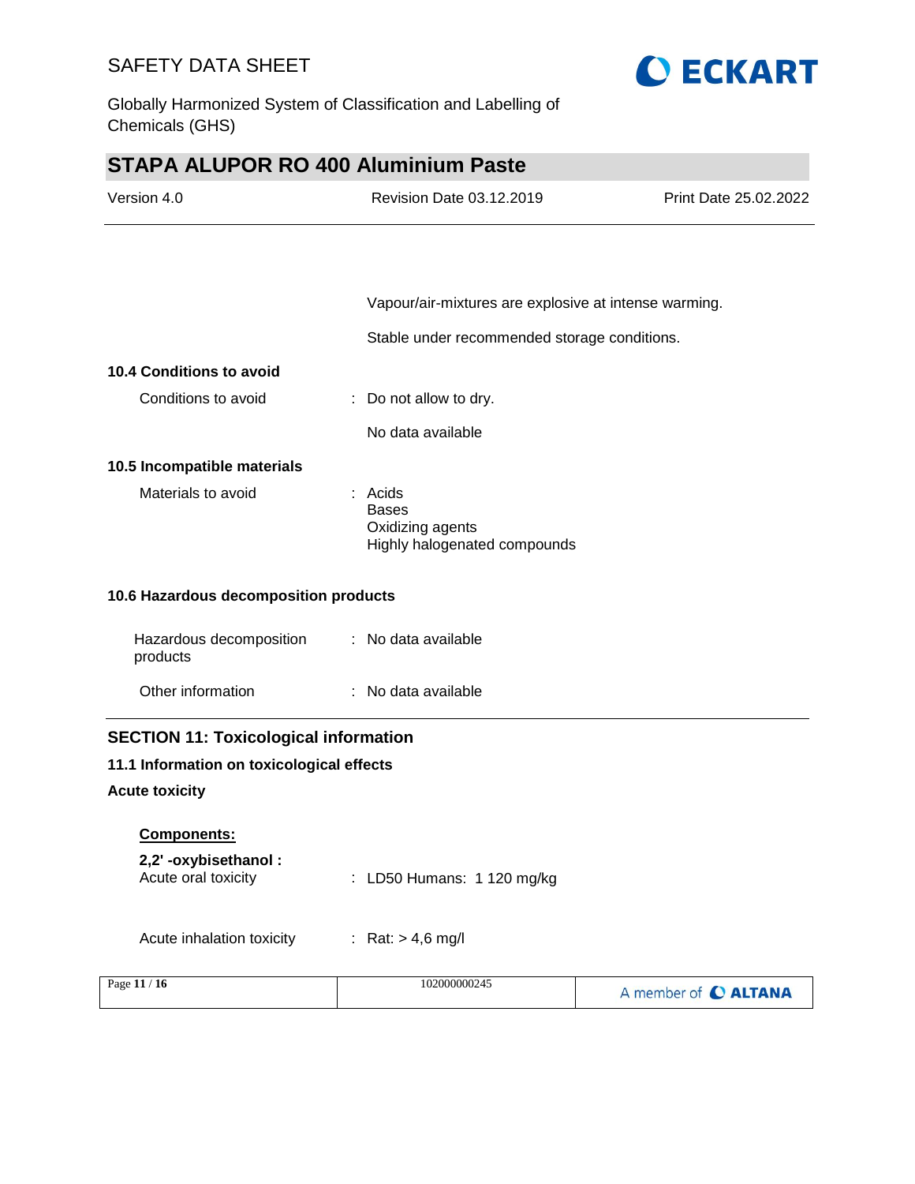Vapour/air-mixtures are explosive at intense warming.

Stable under recommended storage conditions.

### 10.4 Conditions to avoid

Conditions to avoid : Do not allow to dry.

No data available

### 10.5 Incompatible materials

Materials to avoid : Acids
Bases
Oxidizing agents
Highly halogenated compounds

### 10.6 Hazardous decomposition products

Hazardous decomposition products : No data available

Other information : No data available

## SECTION 11: Toxicological information

### 11.1 Information on toxicological effects

**Acute toxicity**

**Components:**

**2,2' -oxybisethanol :**
Acute oral toxicity : LD50 Humans: 1 120 mg/kg

Acute inhalation toxicity : Rat: > 4,6 mg/l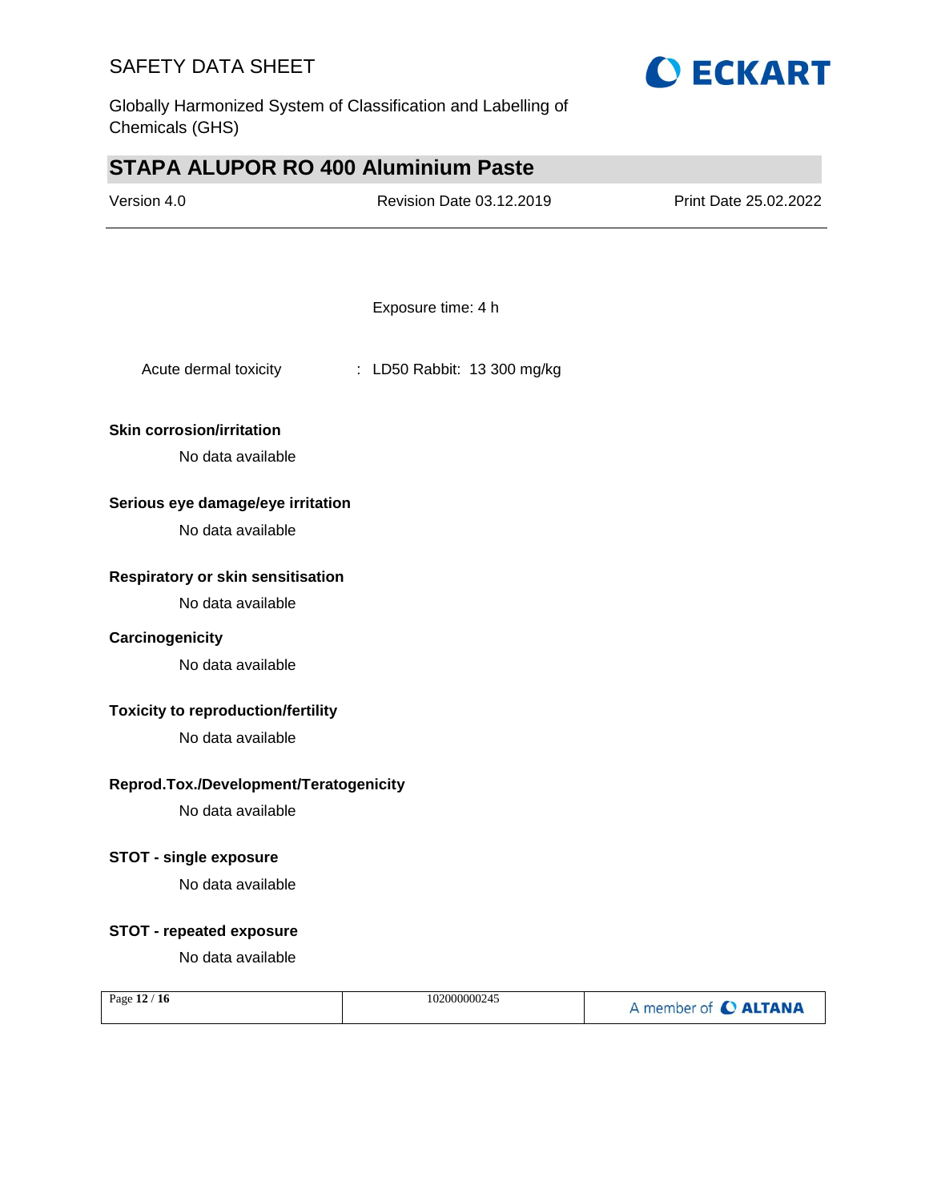Exposure time: 4 h

Acute dermal toxicity : LD50 Rabbit: 13 300 mg/kg

**Skin corrosion/irritation**

No data available

**Serious eye damage/eye irritation**

No data available

**Respiratory or skin sensitisation**

No data available

**Carcinogenicity**

No data available

**Toxicity to reproduction/fertility**

No data available

**Reprod.Tox./Development/Teratogenicity**

No data available

**STOT - single exposure**

No data available

**STOT - repeated exposure**

No data available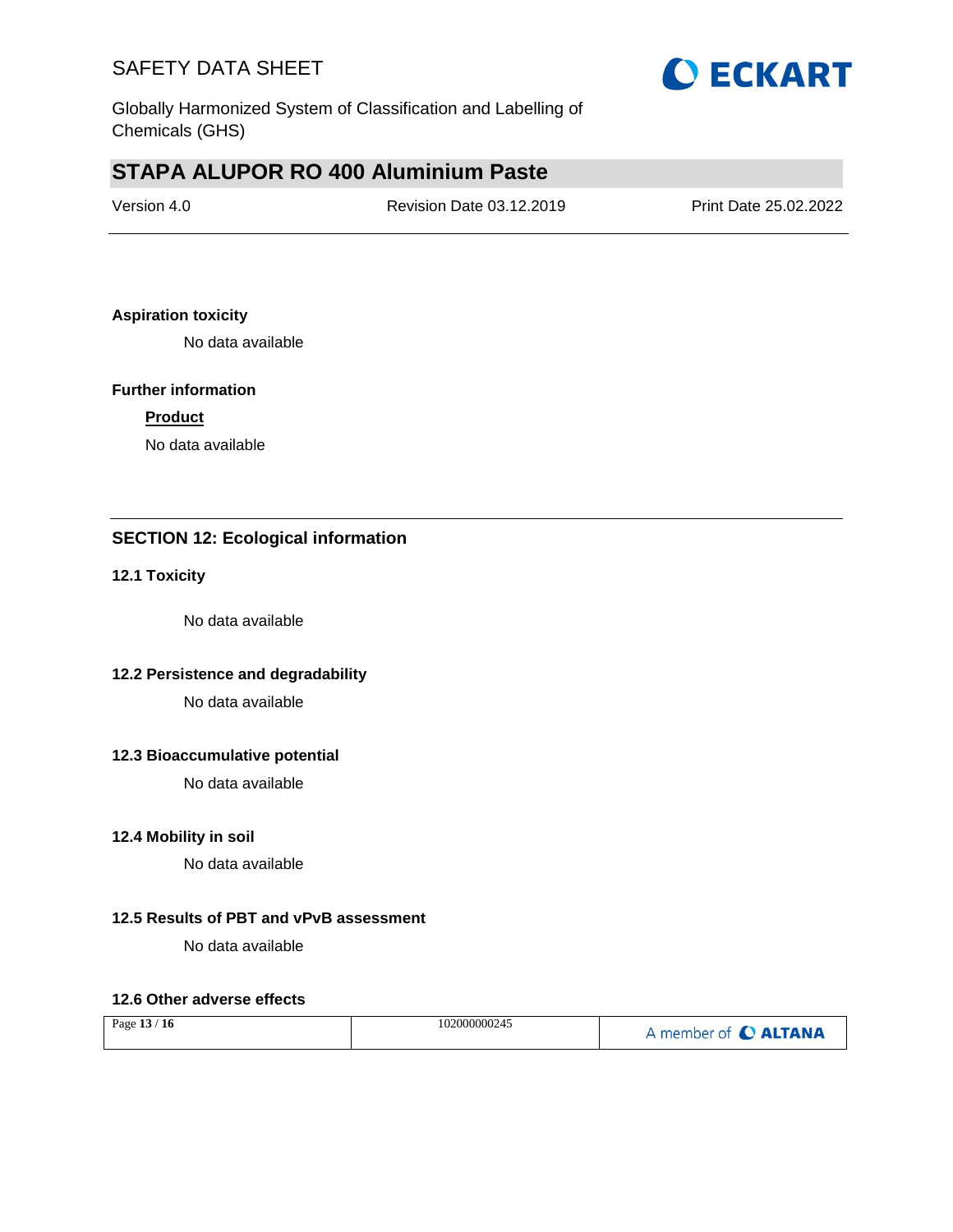**Aspiration toxicity**

No data available

**Further information**

**Product**

No data available

## SECTION 12: Ecological information

### 12.1 Toxicity

No data available

### 12.2 Persistence and degradability

No data available

### 12.3 Bioaccumulative potential

No data available

### 12.4 Mobility in soil

No data available

### 12.5 Results of PBT and vPvB assessment

No data available

### 12.6 Other adverse effects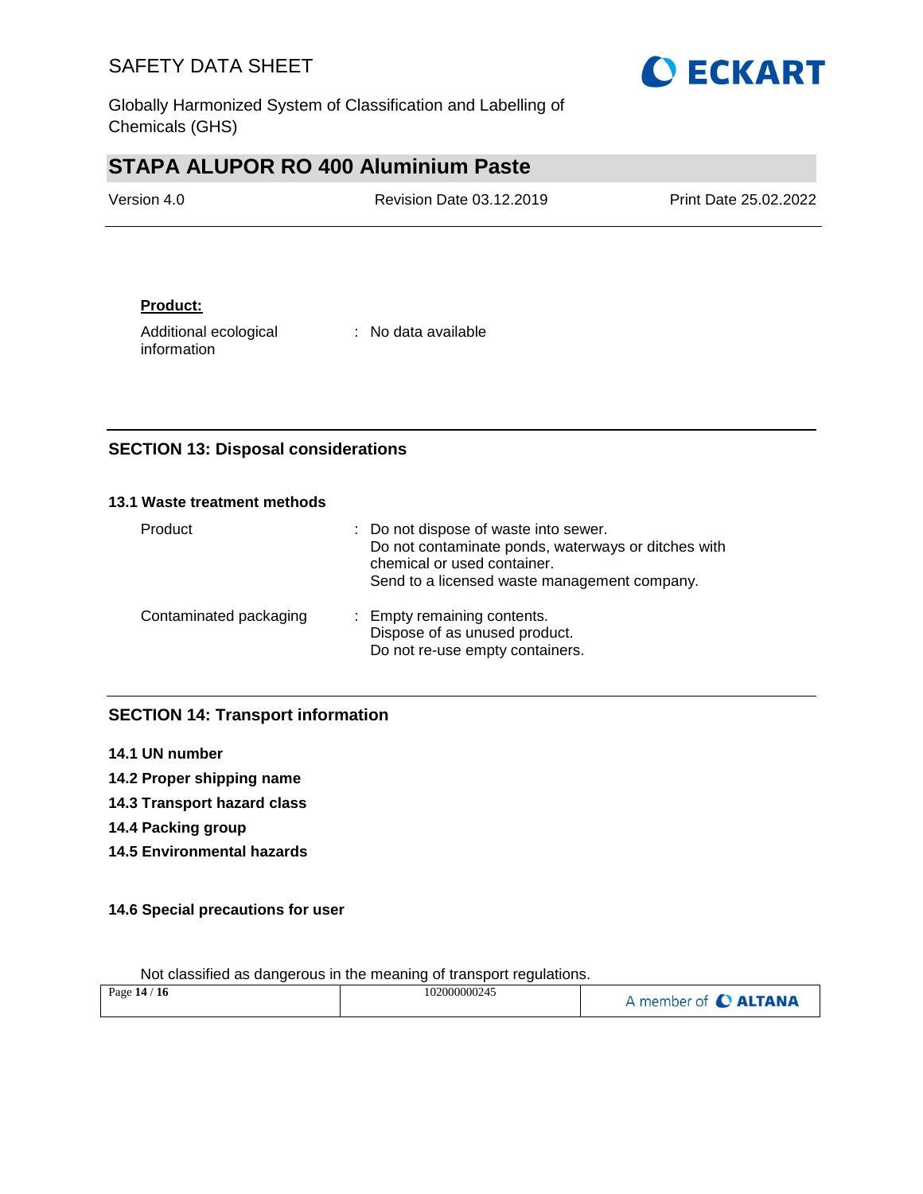**Product:**

Additional ecological information : No data available

## SECTION 13: Disposal considerations

### 13.1 Waste treatment methods

| | |
|---|---|
| Product | : Do not dispose of waste into sewer.<br>Do not contaminate ponds, waterways or ditches with chemical or used container.<br>Send to a licensed waste management company. |
| Contaminated packaging | : Empty remaining contents.<br>Dispose of as unused product.<br>Do not re-use empty containers. |

## SECTION 14: Transport information

**14.1 UN number**

**14.2 Proper shipping name**

**14.3 Transport hazard class**

**14.4 Packing group**

**14.5 Environmental hazards**

**14.6 Special precautions for user**

Not classified as dangerous in the meaning of transport regulations.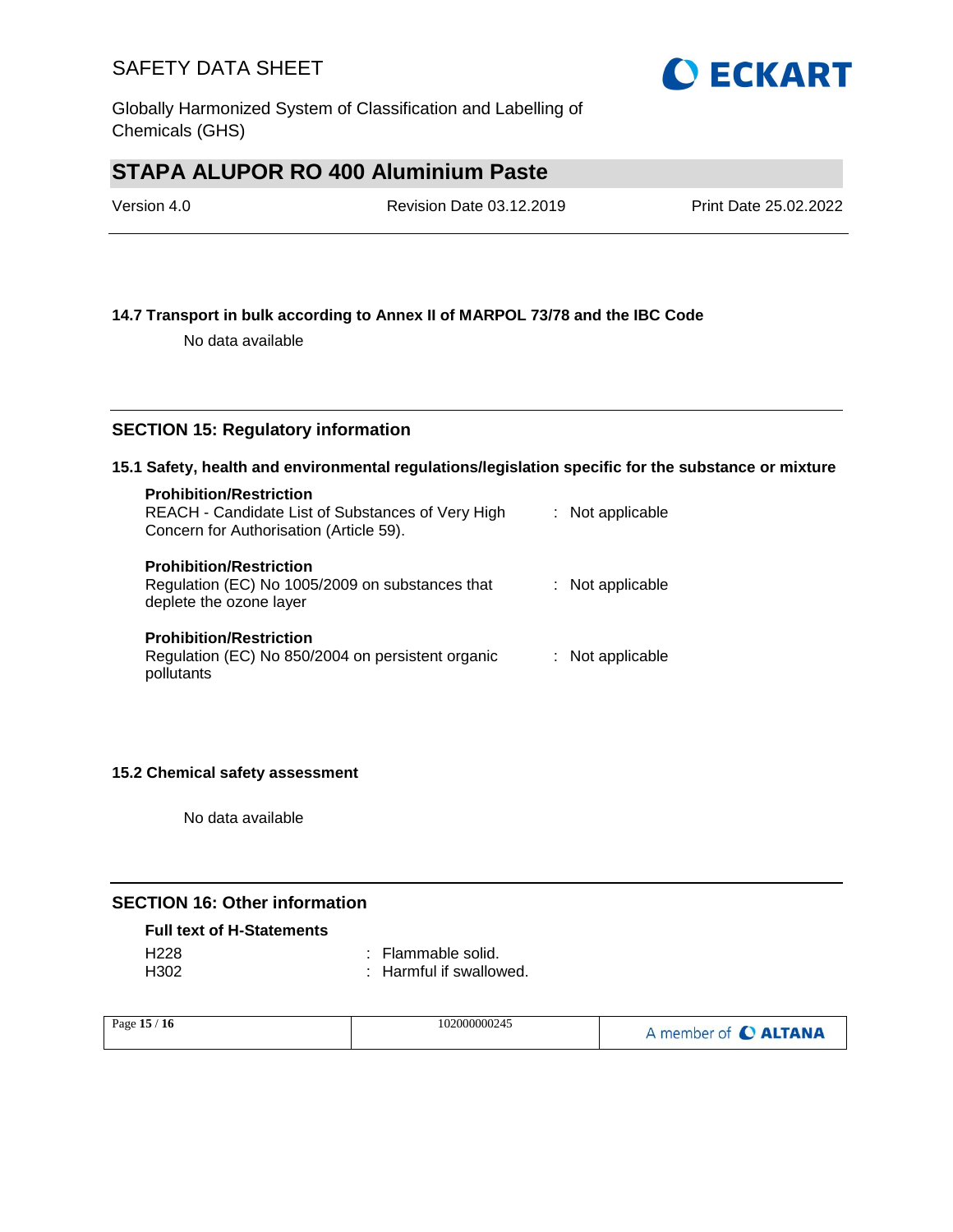### 14.7 Transport in bulk according to Annex II of MARPOL 73/78 and the IBC Code

No data available

## SECTION 15: Regulatory information

### 15.1 Safety, health and environmental regulations/legislation specific for the substance or mixture

**Prohibition/Restriction**
REACH - Candidate List of Substances of Very High Concern for Authorisation (Article 59). : Not applicable

**Prohibition/Restriction**
Regulation (EC) No 1005/2009 on substances that deplete the ozone layer : Not applicable

**Prohibition/Restriction**
Regulation (EC) No 850/2004 on persistent organic pollutants : Not applicable

### 15.2 Chemical safety assessment

No data available

## SECTION 16: Other information

**Full text of H-Statements**

H228 : Flammable solid.
H302 : Harmful if swallowed.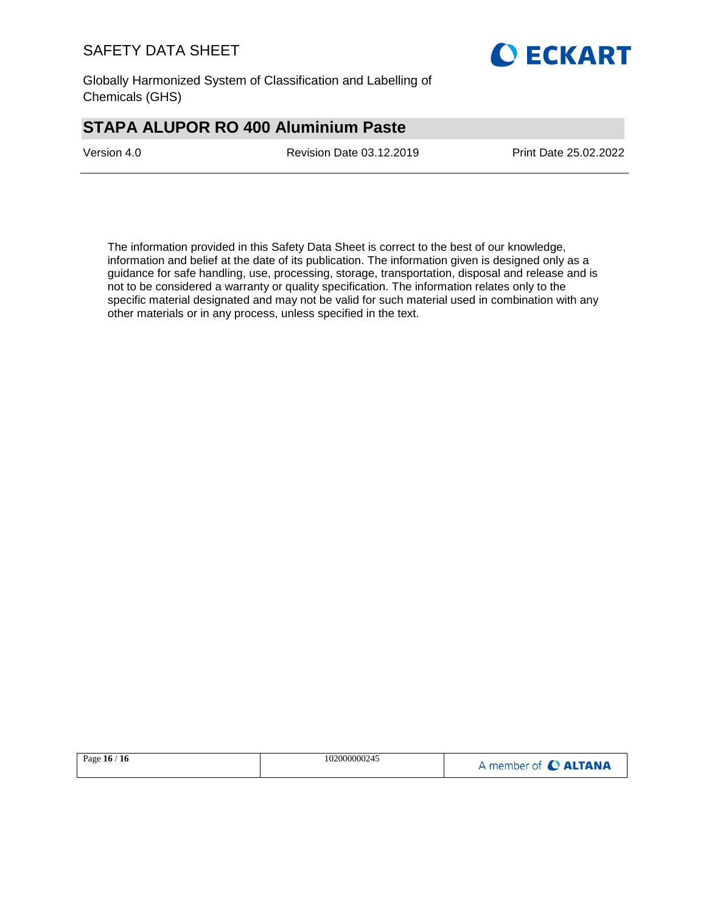The information provided in this Safety Data Sheet is correct to the best of our knowledge, information and belief at the date of its publication. The information given is designed only as a guidance for safe handling, use, processing, storage, transportation, disposal and release and is not to be considered a warranty or quality specification. The information relates only to the specific material designated and may not be valid for such material used in combination with any other materials or in any process, unless specified in the text.